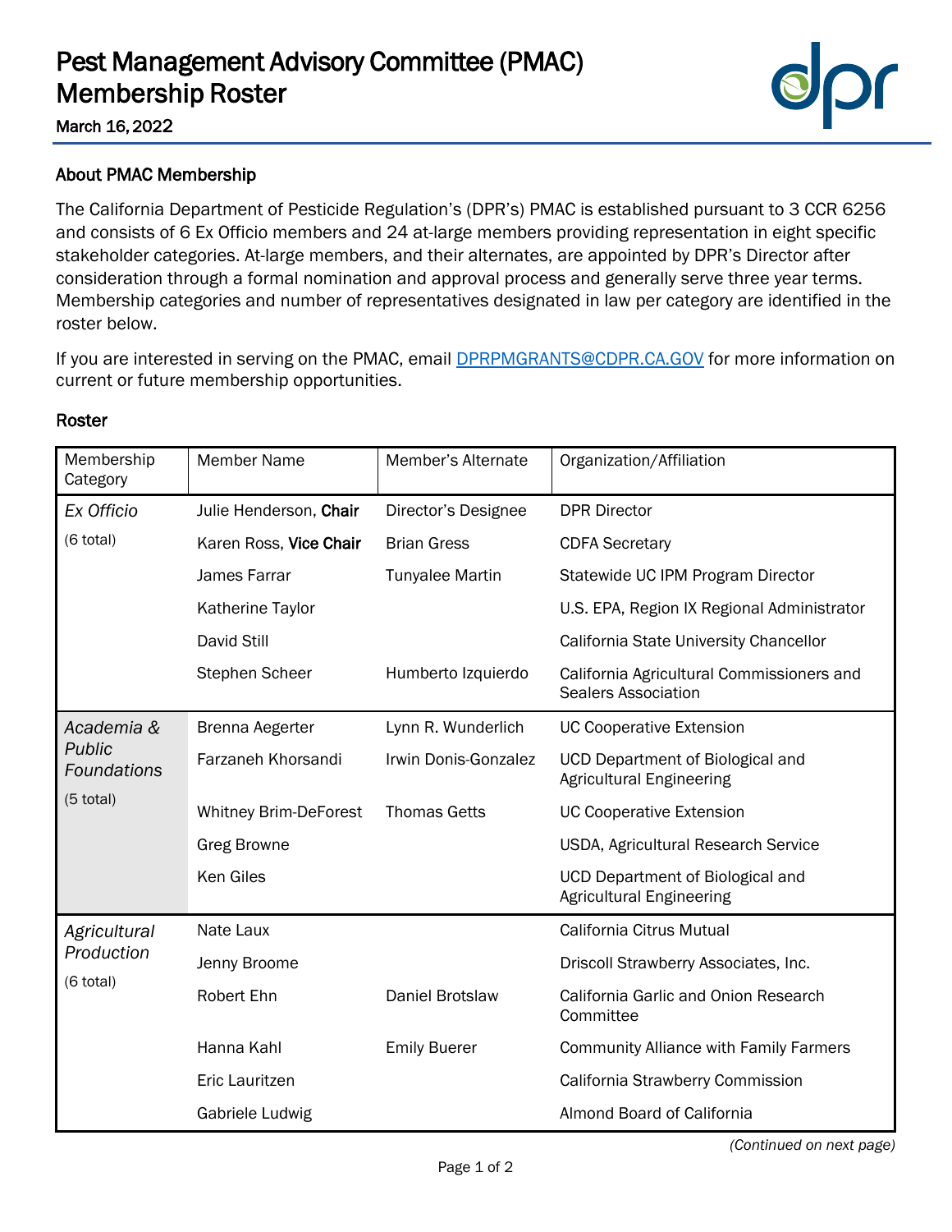# Pest Management Advisory Committee (PMAC) Membership Roster

March 16, 2022

## About PMAC Membership

The California Department of Pesticide Regulation's (DPR's) PMAC is established pursuant to 3 CCR 6256 and consists of 6 Ex Officio members and 24 at-large members providing representation in eight specific stakeholder categories. At-large members, and their alternates, are appointed by DPR's Director after consideration through a formal nomination and approval process and generally serve three year terms. Membership categories and number of representatives designated in law per category are identified in the roster below.

If you are interested in serving on the PMAC, email [DPRPMGRANTS@CDPR.CA.GOV](mailto:DPRPMGRANTS@CDPR.CA.GOV) for more information on current or future membership opportunities.

## Roster

| Membership Category | Member Name | Member's Alternate | Organization/Affiliation |
|---|---|---|---|
| *Ex Officio* (6 total) | Julie Henderson, **Chair** | Director's Designee | DPR Director |
| | Karen Ross, **Vice Chair** | Brian Gress | CDFA Secretary |
| | James Farrar | Tunyalee Martin | Statewide UC IPM Program Director |
| | Katherine Taylor | | U.S. EPA, Region IX Regional Administrator |
| | David Still | | California State University Chancellor |
| | Stephen Scheer | Humberto Izquierdo | California Agricultural Commissioners and Sealers Association |
| *Academia & Public Foundations* (5 total) | Brenna Aegerter | Lynn R. Wunderlich | UC Cooperative Extension |
| | Farzaneh Khorsandi | Irwin Donis-Gonzalez | UCD Department of Biological and Agricultural Engineering |
| | Whitney Brim-DeForest | Thomas Getts | UC Cooperative Extension |
| | Greg Browne | | USDA, Agricultural Research Service |
| | Ken Giles | | UCD Department of Biological and Agricultural Engineering |
| *Agricultural Production* (6 total) | Nate Laux | | California Citrus Mutual |
| | Jenny Broome | | Driscoll Strawberry Associates, Inc. |
| | Robert Ehn | Daniel Brotslaw | California Garlic and Onion Research Committee |
| | Hanna Kahl | Emily Buerer | Community Alliance with Family Farmers |
| | Eric Lauritzen | | California Strawberry Commission |
| | Gabriele Ludwig | | Almond Board of California |

*(Continued on next page)*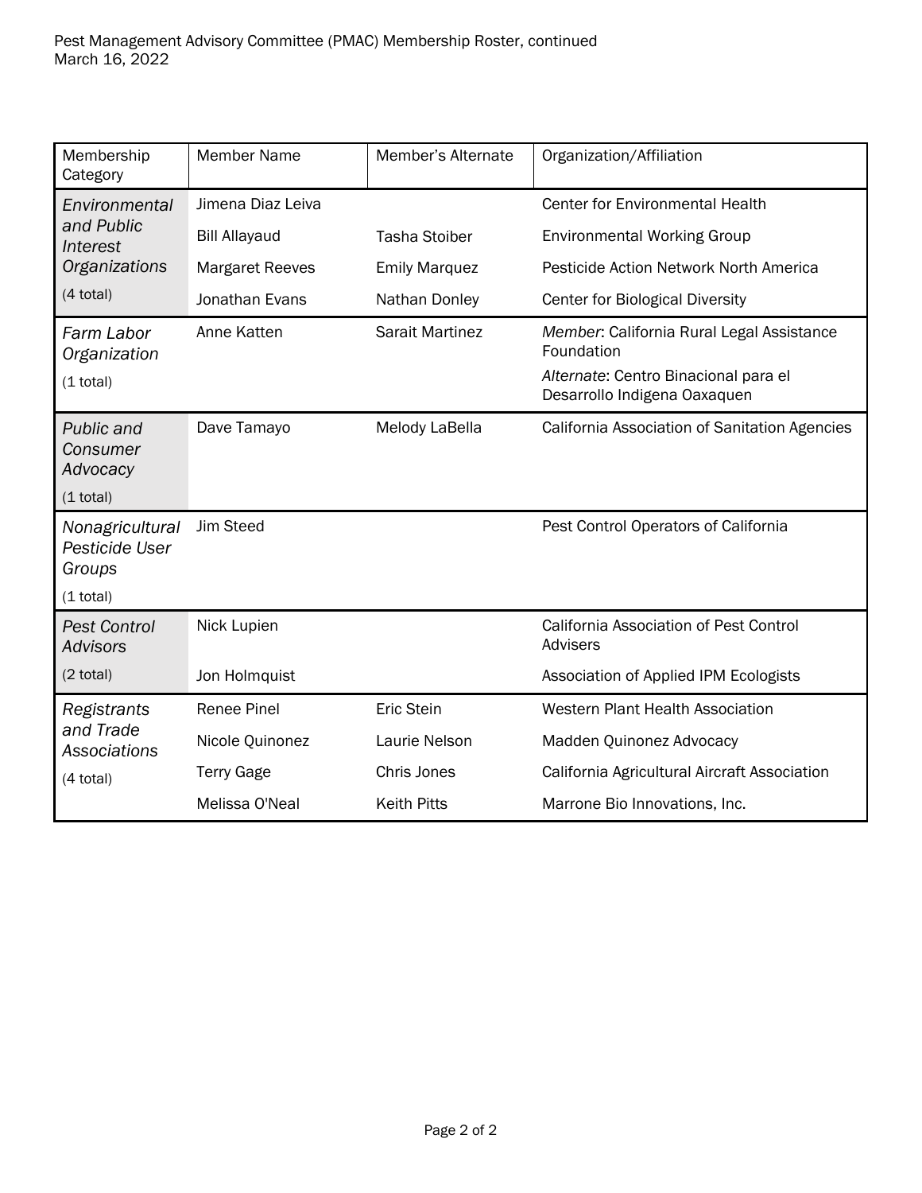Pest Management Advisory Committee (PMAC) Membership Roster, continued
March 16, 2022

| Membership Category | Member Name | Member's Alternate | Organization/Affiliation |
|---|---|---|---|
| *Environmental and Public Interest Organizations* (4 total) | Jimena Diaz Leiva | | Center for Environmental Health |
| | Bill Allayaud | Tasha Stoiber | Environmental Working Group |
| | Margaret Reeves | Emily Marquez | Pesticide Action Network North America |
| | Jonathan Evans | Nathan Donley | Center for Biological Diversity |
| *Farm Labor Organization* (1 total) | Anne Katten | Sarait Martinez | *Member*: California Rural Legal Assistance Foundation<br>*Alternate*: Centro Binacional para el Desarrollo Indigena Oaxaquen |
| *Public and Consumer Advocacy* (1 total) | Dave Tamayo | Melody LaBella | California Association of Sanitation Agencies |
| *Nonagricultural Pesticide User Groups* (1 total) | Jim Steed | | Pest Control Operators of California |
| *Pest Control Advisors* (2 total) | Nick Lupien | | California Association of Pest Control Advisers |
| | Jon Holmquist | | Association of Applied IPM Ecologists |
| *Registrants and Trade Associations* (4 total) | Renee Pinel | Eric Stein | Western Plant Health Association |
| | Nicole Quinonez | Laurie Nelson | Madden Quinonez Advocacy |
| | Terry Gage | Chris Jones | California Agricultural Aircraft Association |
| | Melissa O'Neal | Keith Pitts | Marrone Bio Innovations, Inc. |